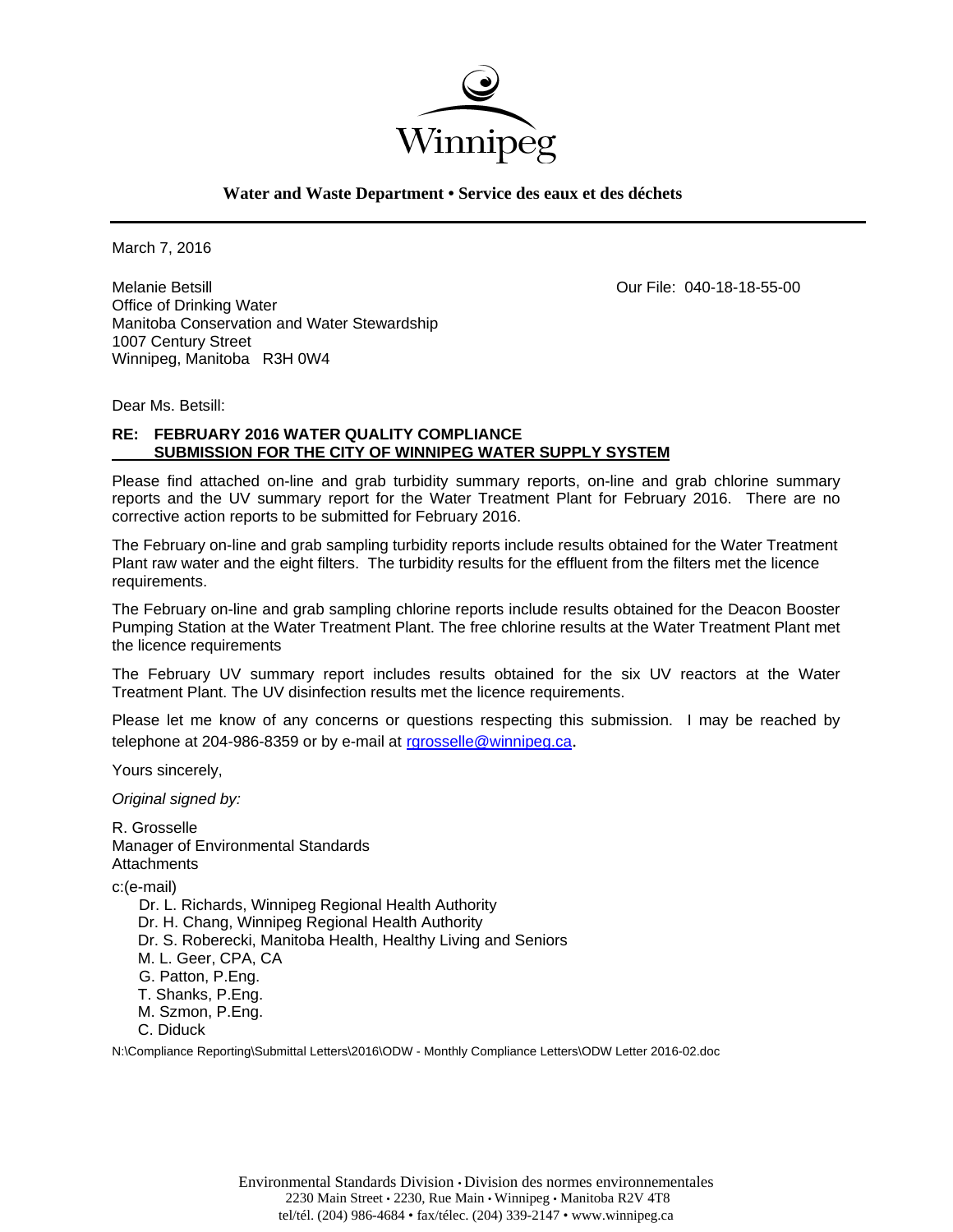Winnipeg

**Water and Waste Department • Service des eaux et des déchets**

---

March 7, 2016

Melanie Betsill
Office of Drinking Water
Manitoba Conservation and Water Stewardship
1007 Century Street
Winnipeg, Manitoba R3H 0W4

Our File: 040-18-18-55-00

Dear Ms. Betsill:

**RE: FEBRUARY 2016 WATER QUALITY COMPLIANCE SUBMISSION FOR THE CITY OF WINNIPEG WATER SUPPLY SYSTEM**

Please find attached on-line and grab turbidity summary reports, on-line and grab chlorine summary reports and the UV summary report for the Water Treatment Plant for February 2016. There are no corrective action reports to be submitted for February 2016.

The February on-line and grab sampling turbidity reports include results obtained for the Water Treatment Plant raw water and the eight filters. The turbidity results for the effluent from the filters met the licence requirements.

The February on-line and grab sampling chlorine reports include results obtained for the Deacon Booster Pumping Station at the Water Treatment Plant. The free chlorine results at the Water Treatment Plant met the licence requirements

The February UV summary report includes results obtained for the six UV reactors at the Water Treatment Plant. The UV disinfection results met the licence requirements.

Please let me know of any concerns or questions respecting this submission. I may be reached by telephone at 204-986-8359 or by e-mail at rgrosselle@winnipeg.ca.

Yours sincerely,

*Original signed by:*

R. Grosselle
Manager of Environmental Standards
Attachments

c:(e-mail)
- Dr. L. Richards, Winnipeg Regional Health Authority
- Dr. H. Chang, Winnipeg Regional Health Authority
- Dr. S. Roberecki, Manitoba Health, Healthy Living and Seniors
- M. L. Geer, CPA, CA
- G. Patton, P.Eng.
- T. Shanks, P.Eng.
- M. Szmon, P.Eng.
- C. Diduck

N:\Compliance Reporting\Submittal Letters\2016\ODW - Monthly Compliance Letters\ODW Letter 2016-02.doc

Environmental Standards Division • Division des normes environnementales
2230 Main Street • 2230, Rue Main • Winnipeg • Manitoba R2V 4T8
tel/tél. (204) 986-4684 • fax/télec. (204) 339-2147 • www.winnipeg.ca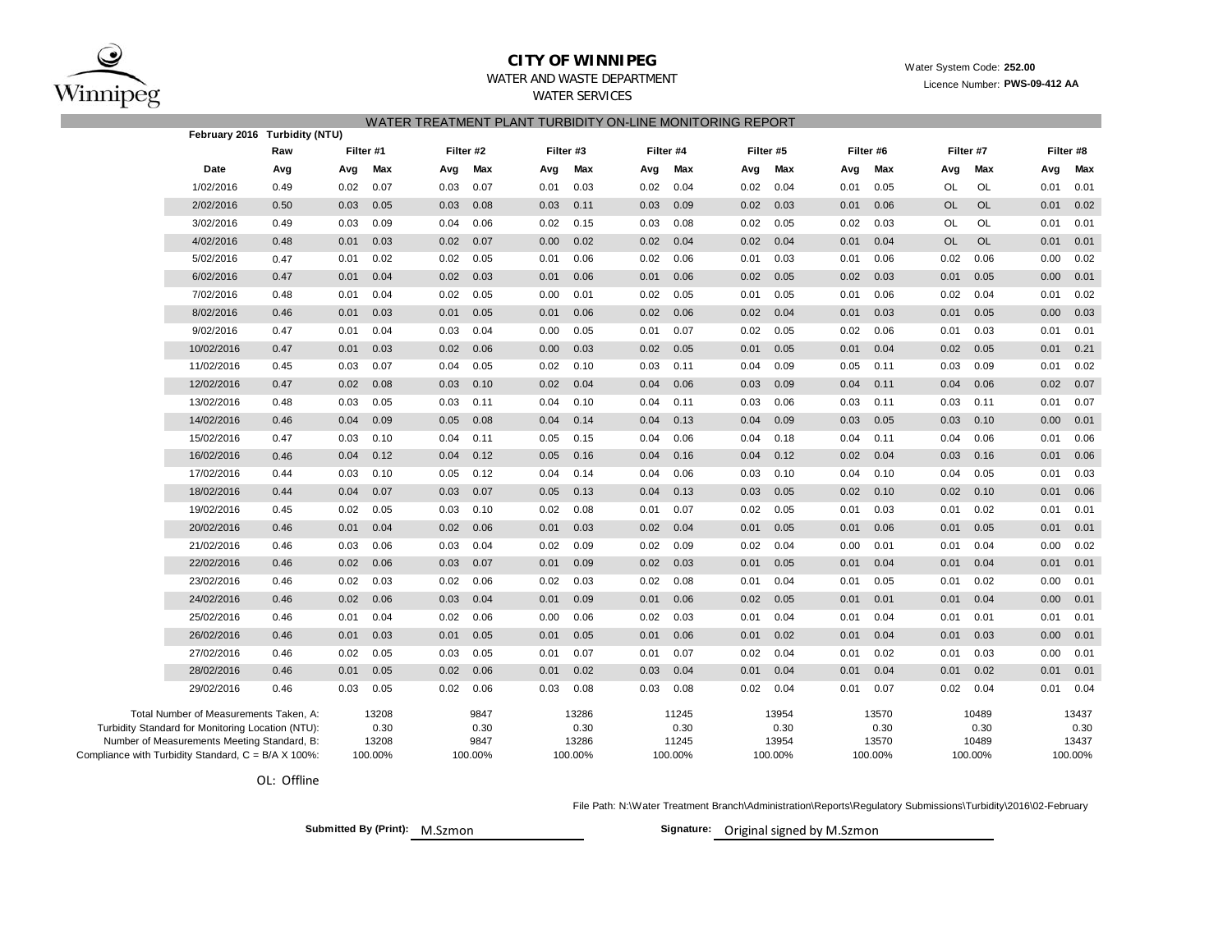**CITY OF WINNIPEG**

WATER AND WASTE DEPARTMENT

WATER SERVICES

Water System Code: **252.00**

Licence Number: **PWS-09-412 AA**

WATER TREATMENT PLANT TURBIDITY ON-LINE MONITORING REPORT

**February 2016 Turbidity (NTU)**

| | Raw | Filter #1 | | Filter #2 | | Filter #3 | | Filter #4 | | Filter #5 | | Filter #6 | | Filter #7 | | Filter #8 | |
|---|---|---|---|---|---|---|---|---|---|---|---|---|---|---|---|---|---|
| **Date** | **Avg** | **Avg** | **Max** | **Avg** | **Max** | **Avg** | **Max** | **Avg** | **Max** | **Avg** | **Max** | **Avg** | **Max** | **Avg** | **Max** | **Avg** | **Max** |
| 1/02/2016 | 0.49 | 0.02 | 0.07 | 0.03 | 0.07 | 0.01 | 0.03 | 0.02 | 0.04 | 0.02 | 0.04 | 0.01 | 0.05 | OL | OL | 0.01 | 0.01 |
| 2/02/2016 | 0.50 | 0.03 | 0.05 | 0.03 | 0.08 | 0.03 | 0.11 | 0.03 | 0.09 | 0.02 | 0.03 | 0.01 | 0.06 | OL | OL | 0.01 | 0.02 |
| 3/02/2016 | 0.49 | 0.03 | 0.09 | 0.04 | 0.06 | 0.02 | 0.15 | 0.03 | 0.08 | 0.02 | 0.05 | 0.02 | 0.03 | OL | OL | 0.01 | 0.01 |
| 4/02/2016 | 0.48 | 0.01 | 0.03 | 0.02 | 0.07 | 0.00 | 0.02 | 0.02 | 0.04 | 0.02 | 0.04 | 0.01 | 0.04 | OL | OL | 0.01 | 0.01 |
| 5/02/2016 | 0.47 | 0.01 | 0.02 | 0.02 | 0.05 | 0.01 | 0.06 | 0.02 | 0.06 | 0.01 | 0.03 | 0.01 | 0.06 | 0.02 | 0.06 | 0.00 | 0.02 |
| 6/02/2016 | 0.47 | 0.01 | 0.04 | 0.02 | 0.03 | 0.01 | 0.06 | 0.01 | 0.06 | 0.02 | 0.05 | 0.02 | 0.03 | 0.01 | 0.05 | 0.00 | 0.01 |
| 7/02/2016 | 0.48 | 0.01 | 0.04 | 0.02 | 0.05 | 0.00 | 0.01 | 0.02 | 0.05 | 0.01 | 0.05 | 0.01 | 0.06 | 0.02 | 0.04 | 0.01 | 0.02 |
| 8/02/2016 | 0.46 | 0.01 | 0.03 | 0.01 | 0.05 | 0.01 | 0.06 | 0.02 | 0.06 | 0.02 | 0.04 | 0.01 | 0.03 | 0.01 | 0.05 | 0.00 | 0.03 |
| 9/02/2016 | 0.47 | 0.01 | 0.04 | 0.03 | 0.04 | 0.00 | 0.05 | 0.01 | 0.07 | 0.02 | 0.05 | 0.02 | 0.06 | 0.01 | 0.03 | 0.01 | 0.01 |
| 10/02/2016 | 0.47 | 0.01 | 0.03 | 0.02 | 0.06 | 0.00 | 0.03 | 0.02 | 0.05 | 0.01 | 0.05 | 0.01 | 0.04 | 0.02 | 0.05 | 0.01 | 0.21 |
| 11/02/2016 | 0.45 | 0.03 | 0.07 | 0.04 | 0.05 | 0.02 | 0.10 | 0.03 | 0.11 | 0.04 | 0.09 | 0.05 | 0.11 | 0.03 | 0.09 | 0.01 | 0.02 |
| 12/02/2016 | 0.47 | 0.02 | 0.08 | 0.03 | 0.10 | 0.02 | 0.04 | 0.04 | 0.06 | 0.03 | 0.09 | 0.04 | 0.11 | 0.04 | 0.06 | 0.02 | 0.07 |
| 13/02/2016 | 0.48 | 0.03 | 0.05 | 0.03 | 0.11 | 0.04 | 0.10 | 0.04 | 0.11 | 0.03 | 0.06 | 0.03 | 0.11 | 0.03 | 0.11 | 0.01 | 0.07 |
| 14/02/2016 | 0.46 | 0.04 | 0.09 | 0.05 | 0.08 | 0.04 | 0.14 | 0.04 | 0.13 | 0.04 | 0.09 | 0.03 | 0.05 | 0.03 | 0.10 | 0.00 | 0.01 |
| 15/02/2016 | 0.47 | 0.03 | 0.10 | 0.04 | 0.11 | 0.05 | 0.15 | 0.04 | 0.06 | 0.04 | 0.18 | 0.04 | 0.11 | 0.04 | 0.06 | 0.01 | 0.06 |
| 16/02/2016 | 0.46 | 0.04 | 0.12 | 0.04 | 0.12 | 0.05 | 0.16 | 0.04 | 0.16 | 0.04 | 0.12 | 0.02 | 0.04 | 0.03 | 0.16 | 0.01 | 0.06 |
| 17/02/2016 | 0.44 | 0.03 | 0.10 | 0.05 | 0.12 | 0.04 | 0.14 | 0.04 | 0.06 | 0.03 | 0.10 | 0.04 | 0.10 | 0.04 | 0.05 | 0.01 | 0.03 |
| 18/02/2016 | 0.44 | 0.04 | 0.07 | 0.03 | 0.07 | 0.05 | 0.13 | 0.04 | 0.13 | 0.03 | 0.05 | 0.02 | 0.10 | 0.02 | 0.10 | 0.01 | 0.06 |
| 19/02/2016 | 0.45 | 0.02 | 0.05 | 0.03 | 0.10 | 0.02 | 0.08 | 0.01 | 0.07 | 0.02 | 0.05 | 0.01 | 0.03 | 0.01 | 0.02 | 0.01 | 0.01 |
| 20/02/2016 | 0.46 | 0.01 | 0.04 | 0.02 | 0.06 | 0.01 | 0.03 | 0.02 | 0.04 | 0.01 | 0.05 | 0.01 | 0.06 | 0.01 | 0.05 | 0.01 | 0.01 |
| 21/02/2016 | 0.46 | 0.03 | 0.06 | 0.03 | 0.04 | 0.02 | 0.09 | 0.02 | 0.09 | 0.02 | 0.04 | 0.00 | 0.01 | 0.01 | 0.04 | 0.00 | 0.02 |
| 22/02/2016 | 0.46 | 0.02 | 0.06 | 0.03 | 0.07 | 0.01 | 0.09 | 0.02 | 0.03 | 0.01 | 0.05 | 0.01 | 0.04 | 0.01 | 0.04 | 0.01 | 0.01 |
| 23/02/2016 | 0.46 | 0.02 | 0.03 | 0.02 | 0.06 | 0.02 | 0.03 | 0.02 | 0.08 | 0.01 | 0.04 | 0.01 | 0.05 | 0.01 | 0.02 | 0.00 | 0.01 |
| 24/02/2016 | 0.46 | 0.02 | 0.06 | 0.03 | 0.04 | 0.01 | 0.09 | 0.01 | 0.06 | 0.02 | 0.05 | 0.01 | 0.01 | 0.01 | 0.04 | 0.00 | 0.01 |
| 25/02/2016 | 0.46 | 0.01 | 0.04 | 0.02 | 0.06 | 0.00 | 0.06 | 0.02 | 0.03 | 0.01 | 0.04 | 0.01 | 0.04 | 0.01 | 0.01 | 0.01 | 0.01 |
| 26/02/2016 | 0.46 | 0.01 | 0.03 | 0.01 | 0.05 | 0.01 | 0.05 | 0.01 | 0.06 | 0.01 | 0.02 | 0.01 | 0.04 | 0.01 | 0.03 | 0.00 | 0.01 |
| 27/02/2016 | 0.46 | 0.02 | 0.05 | 0.03 | 0.05 | 0.01 | 0.07 | 0.01 | 0.07 | 0.02 | 0.04 | 0.01 | 0.02 | 0.01 | 0.03 | 0.00 | 0.01 |
| 28/02/2016 | 0.46 | 0.01 | 0.05 | 0.02 | 0.06 | 0.01 | 0.02 | 0.03 | 0.04 | 0.01 | 0.04 | 0.01 | 0.04 | 0.01 | 0.02 | 0.01 | 0.01 |
| 29/02/2016 | 0.46 | 0.03 | 0.05 | 0.02 | 0.06 | 0.03 | 0.08 | 0.03 | 0.08 | 0.02 | 0.04 | 0.01 | 0.07 | 0.02 | 0.04 | 0.01 | 0.04 |
| Total Number of Measurements Taken, A: | | 13208 | | 9847 | | 13286 | | 11245 | | 13954 | | 13570 | | 10489 | | 13437 | |
| Turbidity Standard for Monitoring Location (NTU): | | 0.30 | | 0.30 | | 0.30 | | 0.30 | | 0.30 | | 0.30 | | 0.30 | | 0.30 | |
| Number of Measurements Meeting Standard, B: | | 13208 | | 9847 | | 13286 | | 11245 | | 13954 | | 13570 | | 10489 | | 13437 | |
| Compliance with Turbidity Standard, C = B/A X 100%: | | 100.00% | | 100.00% | | 100.00% | | 100.00% | | 100.00% | | 100.00% | | 100.00% | | 100.00% | |

OL: Offline

File Path: N:\Water Treatment Branch\Administration\Reports\Regulatory Submissions\Turbidity\2016\02-February

**Submitted By (Print):** M.Szmon

**Signature:** Original signed by M.Szmon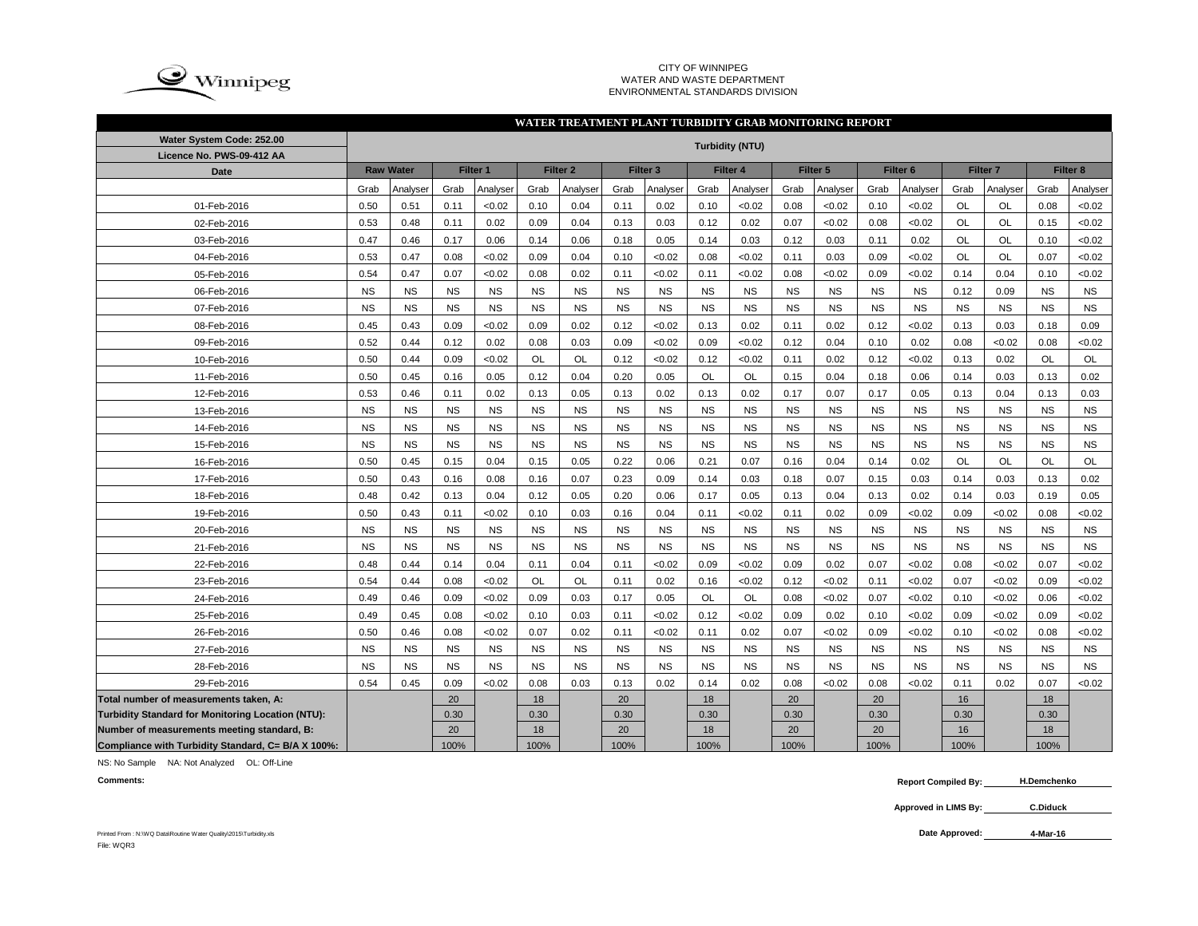CITY OF WINNIPEG
WATER AND WASTE DEPARTMENT
ENVIRONMENTAL STANDARDS DIVISION

## WATER TREATMENT PLANT TURBIDITY GRAB MONITORING REPORT

| Water System Code: 252.00 / Licence No. PWS-09-412 AA | Turbidity (NTU) | | | | | | | | | | | | | | | | | |
|---|---|---|---|---|---|---|---|---|---|---|---|---|---|---|---|---|---|---|
| Date | Raw Water | | Filter 1 | | Filter 2 | | Filter 3 | | Filter 4 | | Filter 5 | | Filter 6 | | Filter 7 | | Filter 8 | |
| | Grab | Analyser | Grab | Analyser | Grab | Analyser | Grab | Analyser | Grab | Analyser | Grab | Analyser | Grab | Analyser | Grab | Analyser | Grab | Analyser |
| 01-Feb-2016 | 0.50 | 0.51 | 0.11 | <0.02 | 0.10 | 0.04 | 0.11 | 0.02 | 0.10 | <0.02 | 0.08 | <0.02 | 0.10 | <0.02 | OL | OL | 0.08 | <0.02 |
| 02-Feb-2016 | 0.53 | 0.48 | 0.11 | 0.02 | 0.09 | 0.04 | 0.13 | 0.03 | 0.12 | 0.02 | 0.07 | <0.02 | 0.08 | <0.02 | OL | OL | 0.15 | <0.02 |
| 03-Feb-2016 | 0.47 | 0.46 | 0.17 | 0.06 | 0.14 | 0.06 | 0.18 | 0.05 | 0.14 | 0.03 | 0.12 | 0.03 | 0.11 | 0.02 | OL | OL | 0.10 | <0.02 |
| 04-Feb-2016 | 0.53 | 0.47 | 0.08 | <0.02 | 0.09 | 0.04 | 0.10 | <0.02 | 0.08 | <0.02 | 0.11 | 0.03 | 0.09 | <0.02 | OL | OL | 0.07 | <0.02 |
| 05-Feb-2016 | 0.54 | 0.47 | 0.07 | <0.02 | 0.08 | 0.02 | 0.11 | <0.02 | 0.11 | <0.02 | 0.08 | <0.02 | 0.09 | <0.02 | 0.14 | 0.04 | 0.10 | <0.02 |
| 06-Feb-2016 | NS | NS | NS | NS | NS | NS | NS | NS | NS | NS | NS | NS | NS | NS | 0.12 | 0.09 | NS | NS |
| 07-Feb-2016 | NS | NS | NS | NS | NS | NS | NS | NS | NS | NS | NS | NS | NS | NS | NS | NS | NS | NS |
| 08-Feb-2016 | 0.45 | 0.43 | 0.09 | <0.02 | 0.09 | 0.02 | 0.12 | <0.02 | 0.13 | 0.02 | 0.11 | 0.02 | 0.12 | <0.02 | 0.13 | 0.03 | 0.18 | 0.09 |
| 09-Feb-2016 | 0.52 | 0.44 | 0.12 | 0.02 | 0.08 | 0.03 | 0.09 | <0.02 | 0.09 | <0.02 | 0.12 | 0.04 | 0.10 | 0.02 | 0.08 | <0.02 | 0.08 | <0.02 |
| 10-Feb-2016 | 0.50 | 0.44 | 0.09 | <0.02 | OL | OL | 0.12 | <0.02 | 0.12 | <0.02 | 0.11 | 0.02 | 0.12 | <0.02 | 0.13 | 0.02 | OL | OL |
| 11-Feb-2016 | 0.50 | 0.45 | 0.16 | 0.05 | 0.12 | 0.04 | 0.20 | 0.05 | OL | OL | 0.15 | 0.04 | 0.18 | 0.06 | 0.14 | 0.03 | 0.13 | 0.02 |
| 12-Feb-2016 | 0.53 | 0.46 | 0.11 | 0.02 | 0.13 | 0.05 | 0.13 | 0.02 | 0.13 | 0.02 | 0.17 | 0.07 | 0.17 | 0.05 | 0.13 | 0.04 | 0.13 | 0.03 |
| 13-Feb-2016 | NS | NS | NS | NS | NS | NS | NS | NS | NS | NS | NS | NS | NS | NS | NS | NS | NS | NS |
| 14-Feb-2016 | NS | NS | NS | NS | NS | NS | NS | NS | NS | NS | NS | NS | NS | NS | NS | NS | NS | NS |
| 15-Feb-2016 | NS | NS | NS | NS | NS | NS | NS | NS | NS | NS | NS | NS | NS | NS | NS | NS | NS | NS |
| 16-Feb-2016 | 0.50 | 0.45 | 0.15 | 0.04 | 0.15 | 0.05 | 0.22 | 0.06 | 0.21 | 0.07 | 0.16 | 0.04 | 0.14 | 0.02 | OL | OL | OL | OL |
| 17-Feb-2016 | 0.50 | 0.43 | 0.16 | 0.08 | 0.16 | 0.07 | 0.23 | 0.09 | 0.14 | 0.03 | 0.18 | 0.07 | 0.15 | 0.03 | 0.14 | 0.03 | 0.13 | 0.02 |
| 18-Feb-2016 | 0.48 | 0.42 | 0.13 | 0.04 | 0.12 | 0.05 | 0.20 | 0.06 | 0.17 | 0.05 | 0.13 | 0.04 | 0.13 | 0.02 | 0.14 | 0.03 | 0.19 | 0.05 |
| 19-Feb-2016 | 0.50 | 0.43 | 0.11 | <0.02 | 0.10 | 0.03 | 0.16 | 0.04 | 0.11 | <0.02 | 0.11 | 0.02 | 0.09 | <0.02 | 0.09 | <0.02 | 0.08 | <0.02 |
| 20-Feb-2016 | NS | NS | NS | NS | NS | NS | NS | NS | NS | NS | NS | NS | NS | NS | NS | NS | NS | NS |
| 21-Feb-2016 | NS | NS | NS | NS | NS | NS | NS | NS | NS | NS | NS | NS | NS | NS | NS | NS | NS | NS |
| 22-Feb-2016 | 0.48 | 0.44 | 0.14 | 0.04 | 0.11 | 0.04 | 0.11 | <0.02 | 0.09 | <0.02 | 0.09 | 0.02 | 0.07 | <0.02 | 0.08 | <0.02 | 0.07 | <0.02 |
| 23-Feb-2016 | 0.54 | 0.44 | 0.08 | <0.02 | OL | OL | 0.11 | 0.02 | 0.16 | <0.02 | 0.12 | <0.02 | 0.11 | <0.02 | 0.07 | <0.02 | 0.09 | <0.02 |
| 24-Feb-2016 | 0.49 | 0.46 | 0.09 | <0.02 | 0.09 | 0.03 | 0.17 | 0.05 | OL | OL | 0.08 | <0.02 | 0.07 | <0.02 | 0.10 | <0.02 | 0.06 | <0.02 |
| 25-Feb-2016 | 0.49 | 0.45 | 0.08 | <0.02 | 0.10 | 0.03 | 0.11 | <0.02 | 0.12 | <0.02 | 0.09 | 0.02 | 0.10 | <0.02 | 0.09 | <0.02 | 0.09 | <0.02 |
| 26-Feb-2016 | 0.50 | 0.46 | 0.08 | <0.02 | 0.07 | 0.02 | 0.11 | <0.02 | 0.11 | 0.02 | 0.07 | <0.02 | 0.09 | <0.02 | 0.10 | <0.02 | 0.08 | <0.02 |
| 27-Feb-2016 | NS | NS | NS | NS | NS | NS | NS | NS | NS | NS | NS | NS | NS | NS | NS | NS | NS | NS |
| 28-Feb-2016 | NS | NS | NS | NS | NS | NS | NS | NS | NS | NS | NS | NS | NS | NS | NS | NS | NS | NS |
| 29-Feb-2016 | 0.54 | 0.45 | 0.09 | <0.02 | 0.08 | 0.03 | 0.13 | 0.02 | 0.14 | 0.02 | 0.08 | <0.02 | 0.08 | <0.02 | 0.11 | 0.02 | 0.07 | <0.02 |
| Total number of measurements taken, A: | | | 20 | | 18 | | 20 | | 18 | | 20 | | 20 | | 16 | | 18 | |
| Turbidity Standard for Monitoring Location (NTU): | | | 0.30 | | 0.30 | | 0.30 | | 0.30 | | 0.30 | | 0.30 | | 0.30 | | 0.30 | |
| Number of measurements meeting standard, B: | | | 20 | | 18 | | 20 | | 18 | | 20 | | 20 | | 16 | | 18 | |
| Compliance with Turbidity Standard, C= B/A X 100%: | | | 100% | | 100% | | 100% | | 100% | | 100% | | 100% | | 100% | | 100% | |

NS: No Sample NA: Not Analyzed OL: Off-Line

**Comments:**

**Report Compiled By:** H.Demchenko

**Approved in LIMS By:** C.Diduck

**Date Approved:** 4-Mar-16

Printed From : N:\WQ Data\Routine Water Quality\2015\Turbidity.xls
File: WQR3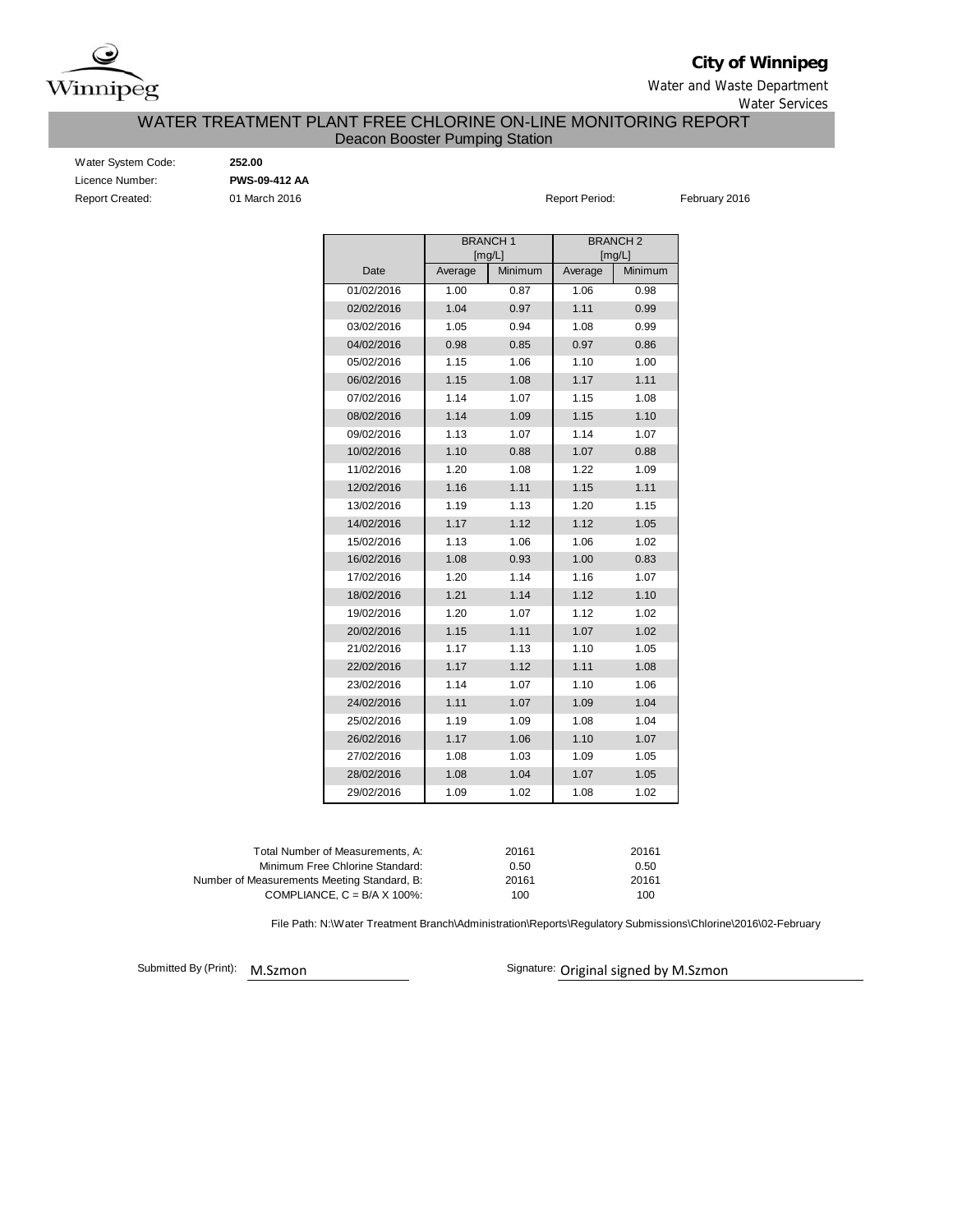**City of Winnipeg**

Water and Waste Department

Water Services

# WATER TREATMENT PLANT FREE CHLORINE ON-LINE MONITORING REPORT

## Deacon Booster Pumping Station

Water System Code: **252.00**

Licence Number: **PWS-09-412 AA**

Report Created: 01 March 2016

Report Period: February 2016

| | BRANCH 1 [mg/L] | | BRANCH 2 [mg/L] | |
|---|---|---|---|---|
| Date | Average | Minimum | Average | Minimum |
| 01/02/2016 | 1.00 | 0.87 | 1.06 | 0.98 |
| 02/02/2016 | 1.04 | 0.97 | 1.11 | 0.99 |
| 03/02/2016 | 1.05 | 0.94 | 1.08 | 0.99 |
| 04/02/2016 | 0.98 | 0.85 | 0.97 | 0.86 |
| 05/02/2016 | 1.15 | 1.06 | 1.10 | 1.00 |
| 06/02/2016 | 1.15 | 1.08 | 1.17 | 1.11 |
| 07/02/2016 | 1.14 | 1.07 | 1.15 | 1.08 |
| 08/02/2016 | 1.14 | 1.09 | 1.15 | 1.10 |
| 09/02/2016 | 1.13 | 1.07 | 1.14 | 1.07 |
| 10/02/2016 | 1.10 | 0.88 | 1.07 | 0.88 |
| 11/02/2016 | 1.20 | 1.08 | 1.22 | 1.09 |
| 12/02/2016 | 1.16 | 1.11 | 1.15 | 1.11 |
| 13/02/2016 | 1.19 | 1.13 | 1.20 | 1.15 |
| 14/02/2016 | 1.17 | 1.12 | 1.12 | 1.05 |
| 15/02/2016 | 1.13 | 1.06 | 1.06 | 1.02 |
| 16/02/2016 | 1.08 | 0.93 | 1.00 | 0.83 |
| 17/02/2016 | 1.20 | 1.14 | 1.16 | 1.07 |
| 18/02/2016 | 1.21 | 1.14 | 1.12 | 1.10 |
| 19/02/2016 | 1.20 | 1.07 | 1.12 | 1.02 |
| 20/02/2016 | 1.15 | 1.11 | 1.07 | 1.02 |
| 21/02/2016 | 1.17 | 1.13 | 1.10 | 1.05 |
| 22/02/2016 | 1.17 | 1.12 | 1.11 | 1.08 |
| 23/02/2016 | 1.14 | 1.07 | 1.10 | 1.06 |
| 24/02/2016 | 1.11 | 1.07 | 1.09 | 1.04 |
| 25/02/2016 | 1.19 | 1.09 | 1.08 | 1.04 |
| 26/02/2016 | 1.17 | 1.06 | 1.10 | 1.07 |
| 27/02/2016 | 1.08 | 1.03 | 1.09 | 1.05 |
| 28/02/2016 | 1.08 | 1.04 | 1.07 | 1.05 |
| 29/02/2016 | 1.09 | 1.02 | 1.08 | 1.02 |

| | Branch 1 | Branch 2 |
|---|---|---|
| Total Number of Measurements, A: | 20161 | 20161 |
| Minimum Free Chlorine Standard: | 0.50 | 0.50 |
| Number of Measurements Meeting Standard, B: | 20161 | 20161 |
| COMPLIANCE, C = B/A X 100%: | 100 | 100 |

File Path: N:\Water Treatment Branch\Administration\Reports\Regulatory Submissions\Chlorine\2016\02-February

Submitted By (Print): M.Szmon

Signature: Original signed by M.Szmon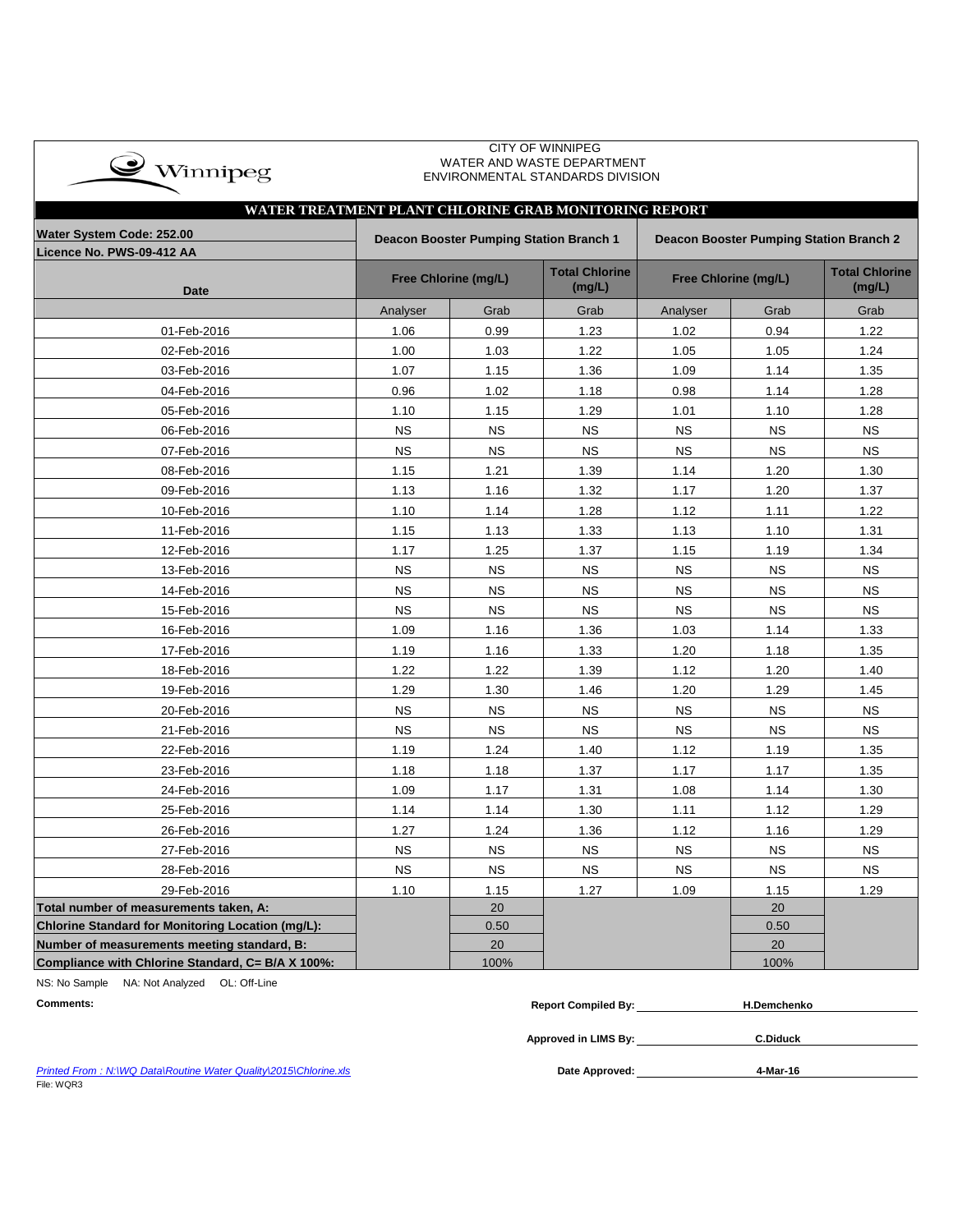CITY OF WINNIPEG
WATER AND WASTE DEPARTMENT
ENVIRONMENTAL STANDARDS DIVISION

## WATER TREATMENT PLANT CHLORINE GRAB MONITORING REPORT

| Water System Code: 252.00 / Licence No. PWS-09-412 AA | Deacon Booster Pumping Station Branch 1 | | | Deacon Booster Pumping Station Branch 2 | | |
|---|---|---|---|---|---|---|
| Date | Free Chlorine (mg/L) | | Total Chlorine (mg/L) | Free Chlorine (mg/L) | | Total Chlorine (mg/L) |
| | Analyser | Grab | Grab | Analyser | Grab | Grab |
| 01-Feb-2016 | 1.06 | 0.99 | 1.23 | 1.02 | 0.94 | 1.22 |
| 02-Feb-2016 | 1.00 | 1.03 | 1.22 | 1.05 | 1.05 | 1.24 |
| 03-Feb-2016 | 1.07 | 1.15 | 1.36 | 1.09 | 1.14 | 1.35 |
| 04-Feb-2016 | 0.96 | 1.02 | 1.18 | 0.98 | 1.14 | 1.28 |
| 05-Feb-2016 | 1.10 | 1.15 | 1.29 | 1.01 | 1.10 | 1.28 |
| 06-Feb-2016 | NS | NS | NS | NS | NS | NS |
| 07-Feb-2016 | NS | NS | NS | NS | NS | NS |
| 08-Feb-2016 | 1.15 | 1.21 | 1.39 | 1.14 | 1.20 | 1.30 |
| 09-Feb-2016 | 1.13 | 1.16 | 1.32 | 1.17 | 1.20 | 1.37 |
| 10-Feb-2016 | 1.10 | 1.14 | 1.28 | 1.12 | 1.11 | 1.22 |
| 11-Feb-2016 | 1.15 | 1.13 | 1.33 | 1.13 | 1.10 | 1.31 |
| 12-Feb-2016 | 1.17 | 1.25 | 1.37 | 1.15 | 1.19 | 1.34 |
| 13-Feb-2016 | NS | NS | NS | NS | NS | NS |
| 14-Feb-2016 | NS | NS | NS | NS | NS | NS |
| 15-Feb-2016 | NS | NS | NS | NS | NS | NS |
| 16-Feb-2016 | 1.09 | 1.16 | 1.36 | 1.03 | 1.14 | 1.33 |
| 17-Feb-2016 | 1.19 | 1.16 | 1.33 | 1.20 | 1.18 | 1.35 |
| 18-Feb-2016 | 1.22 | 1.22 | 1.39 | 1.12 | 1.20 | 1.40 |
| 19-Feb-2016 | 1.29 | 1.30 | 1.46 | 1.20 | 1.29 | 1.45 |
| 20-Feb-2016 | NS | NS | NS | NS | NS | NS |
| 21-Feb-2016 | NS | NS | NS | NS | NS | NS |
| 22-Feb-2016 | 1.19 | 1.24 | 1.40 | 1.12 | 1.19 | 1.35 |
| 23-Feb-2016 | 1.18 | 1.18 | 1.37 | 1.17 | 1.17 | 1.35 |
| 24-Feb-2016 | 1.09 | 1.17 | 1.31 | 1.08 | 1.14 | 1.30 |
| 25-Feb-2016 | 1.14 | 1.14 | 1.30 | 1.11 | 1.12 | 1.29 |
| 26-Feb-2016 | 1.27 | 1.24 | 1.36 | 1.12 | 1.16 | 1.29 |
| 27-Feb-2016 | NS | NS | NS | NS | NS | NS |
| 28-Feb-2016 | NS | NS | NS | NS | NS | NS |
| 29-Feb-2016 | 1.10 | 1.15 | 1.27 | 1.09 | 1.15 | 1.29 |
| **Total number of measurements taken, A:** | | 20 | | | 20 | |
| **Chlorine Standard for Monitoring Location (mg/L):** | | 0.50 | | | 0.50 | |
| **Number of measurements meeting standard, B:** | | 20 | | | 20 | |
| **Compliance with Chlorine Standard, C= B/A X 100%:** | | 100% | | | 100% | |

NS: No Sample NA: Not Analyzed OL: Off-Line

**Comments:**

**Report Compiled By:** **H.Demchenko**

**Approved in LIMS By:** **C.Diduck**

**Date Approved:** **4-Mar-16**

*Printed From : N:\WQ Data\Routine Water Quality\2015\Chlorine.xls*
File: WQR3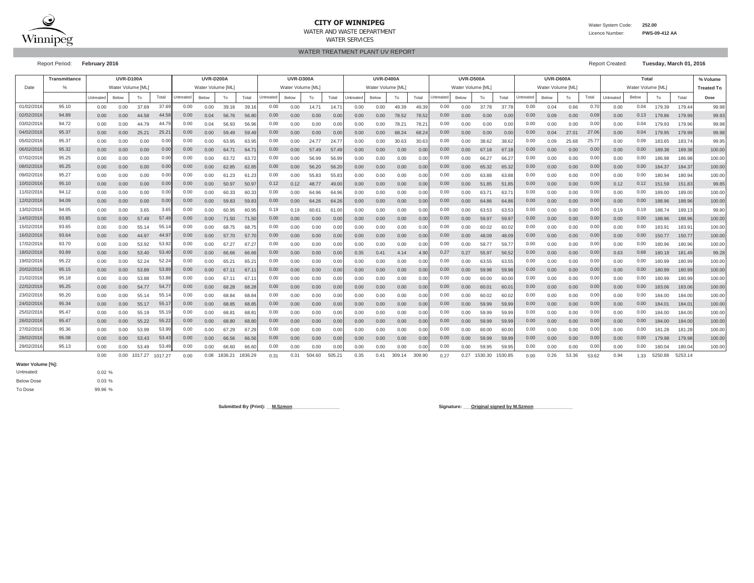**CITY OF WINNIPEG**
WATER AND WASTE DEPARTMENT
WATER SERVICES

Water System Code: **252.00**
Licence Number: **PWS-09-412 AA**

WATER TREATMENT PLANT UV REPORT

Report Period: **February 2016**

Report Created: **Tuesday, March 01, 2016**

| Date | Transmittance | UVR-D100A | | | | UVR-D200A | | | | UVR-D300A | | | | UVR-D400A | | | | UVR-D500A | | | | UVR-D600A | | | | Total | | | | % Volume |
|---|---|---|---|---|---|---|---|---|---|---|---|---|---|---|---|---|---|---|---|---|---|---|---|---|---|---|---|---|---|---|
| | % | Water Volume [ML] | | | | Water Volume [ML] | | | | Water Volume [ML] | | | | Water Volume [ML] | | | | Water Volume [ML] | | | | Water Volume [ML] | | | | Water Volume [ML] | | | | Treated To |
| | | Untreated | Below | To | Total | Untreated | Below | To | Total | Untreated | Below | To | Total | Untreated | Below | To | Total | Untreated | Below | To | Total | Untreated | Below | To | Total | Untreated | Below | To | Total | Dose |
| 01/02/2016 | 95.10 | 0.00 | 0.00 | 37.69 | 37.69 | 0.00 | 0.00 | 39.16 | 39.16 | 0.00 | 0.00 | 14.71 | 14.71 | 0.00 | 0.00 | 49.39 | 49.39 | 0.00 | 0.00 | 37.78 | 37.78 | 0.00 | 0.04 | 0.66 | 0.70 | 0.00 | 0.04 | 179.39 | 179.44 | 99.98 |
| 02/02/2016 | 94.89 | 0.00 | 0.00 | 44.58 | 44.58 | 0.00 | 0.04 | 56.76 | 56.80 | 0.00 | 0.00 | 0.00 | 0.00 | 0.00 | 0.00 | 78.52 | 78.52 | 0.00 | 0.00 | 0.00 | 0.00 | 0.00 | 0.09 | 0.00 | 0.09 | 0.00 | 0.13 | 179.86 | 179.99 | 99.93 |
| 03/02/2016 | 94.72 | 0.00 | 0.00 | 44.79 | 44.79 | 0.00 | 0.04 | 56.93 | 56.96 | 0.00 | 0.00 | 0.00 | 0.00 | 0.00 | 0.00 | 78.21 | 78.21 | 0.00 | 0.00 | 0.00 | 0.00 | 0.00 | 0.00 | 0.00 | 0.00 | 0.00 | 0.04 | 179.93 | 179.96 | 99.98 |
| 04/02/2016 | 95.37 | 0.00 | 0.00 | 25.21 | 25.21 | 0.00 | 0.00 | 59.49 | 59.49 | 0.00 | 0.00 | 0.00 | 0.00 | 0.00 | 0.00 | 68.24 | 68.24 | 0.00 | 0.00 | 0.00 | 0.00 | 0.00 | 0.04 | 27.01 | 27.06 | 0.00 | 0.04 | 179.95 | 179.99 | 99.98 |
| 05/02/2016 | 95.37 | 0.00 | 0.00 | 0.00 | 0.00 | 0.00 | 0.00 | 63.95 | 63.95 | 0.00 | 0.00 | 24.77 | 24.77 | 0.00 | 0.00 | 30.63 | 30.63 | 0.00 | 0.00 | 38.62 | 38.62 | 0.00 | 0.09 | 25.68 | 25.77 | 0.00 | 0.09 | 183.65 | 183.74 | 99.95 |
| 06/02/2016 | 95.32 | 0.00 | 0.00 | 0.00 | 0.00 | 0.00 | 0.00 | 64.71 | 64.71 | 0.00 | 0.00 | 57.49 | 57.49 | 0.00 | 0.00 | 0.00 | 0.00 | 0.00 | 0.00 | 67.18 | 67.18 | 0.00 | 0.00 | 0.00 | 0.00 | 0.00 | 0.00 | 189.38 | 189.38 | 100.00 |
| 07/02/2016 | 95.25 | 0.00 | 0.00 | 0.00 | 0.00 | 0.00 | 0.00 | 63.72 | 63.72 | 0.00 | 0.00 | 56.99 | 56.99 | 0.00 | 0.00 | 0.00 | 0.00 | 0.00 | 0.00 | 66.27 | 66.27 | 0.00 | 0.00 | 0.00 | 0.00 | 0.00 | 0.00 | 186.98 | 186.98 | 100.00 |
| 08/02/2016 | 95.25 | 0.00 | 0.00 | 0.00 | 0.00 | 0.00 | 0.00 | 62.85 | 62.85 | 0.00 | 0.00 | 56.20 | 56.20 | 0.00 | 0.00 | 0.00 | 0.00 | 0.00 | 0.00 | 65.32 | 65.32 | 0.00 | 0.00 | 0.00 | 0.00 | 0.00 | 0.00 | 184.37 | 184.37 | 100.00 |
| 09/02/2016 | 95.27 | 0.00 | 0.00 | 0.00 | 0.00 | 0.00 | 0.00 | 61.23 | 61.23 | 0.00 | 0.00 | 55.83 | 55.83 | 0.00 | 0.00 | 0.00 | 0.00 | 0.00 | 0.00 | 63.88 | 63.88 | 0.00 | 0.00 | 0.00 | 0.00 | 0.00 | 0.00 | 180.94 | 180.94 | 100.00 |
| 10/02/2016 | 95.10 | 0.00 | 0.00 | 0.00 | 0.00 | 0.00 | 0.00 | 50.97 | 50.97 | 0.12 | 0.12 | 48.77 | 49.00 | 0.00 | 0.00 | 0.00 | 0.00 | 0.00 | 0.00 | 51.85 | 51.85 | 0.00 | 0.00 | 0.00 | 0.00 | 0.12 | 0.12 | 151.59 | 151.83 | 99.85 |
| 11/02/2016 | 94.12 | 0.00 | 0.00 | 0.00 | 0.00 | 0.00 | 0.00 | 60.33 | 60.33 | 0.00 | 0.00 | 64.96 | 64.96 | 0.00 | 0.00 | 0.00 | 0.00 | 0.00 | 0.00 | 63.71 | 63.71 | 0.00 | 0.00 | 0.00 | 0.00 | 0.00 | 0.00 | 189.00 | 189.00 | 100.00 |
| 12/02/2016 | 94.09 | 0.00 | 0.00 | 0.00 | 0.00 | 0.00 | 0.00 | 59.83 | 59.83 | 0.00 | 0.00 | 64.26 | 64.26 | 0.00 | 0.00 | 0.00 | 0.00 | 0.00 | 0.00 | 64.86 | 64.86 | 0.00 | 0.00 | 0.00 | 0.00 | 0.00 | 0.00 | 188.96 | 188.96 | 100.00 |
| 13/02/2016 | 94.05 | 0.00 | 0.00 | 3.65 | 3.65 | 0.00 | 0.00 | 60.95 | 60.95 | 0.19 | 0.19 | 60.61 | 61.00 | 0.00 | 0.00 | 0.00 | 0.00 | 0.00 | 0.00 | 63.53 | 63.53 | 0.00 | 0.00 | 0.00 | 0.00 | 0.19 | 0.19 | 188.74 | 189.13 | 99.80 |
| 14/02/2016 | 93.85 | 0.00 | 0.00 | 57.49 | 57.49 | 0.00 | 0.00 | 71.50 | 71.50 | 0.00 | 0.00 | 0.00 | 0.00 | 0.00 | 0.00 | 0.00 | 0.00 | 0.00 | 0.00 | 59.97 | 59.97 | 0.00 | 0.00 | 0.00 | 0.00 | 0.00 | 0.00 | 188.96 | 188.96 | 100.00 |
| 15/02/2016 | 93.65 | 0.00 | 0.00 | 55.14 | 55.14 | 0.00 | 0.00 | 68.75 | 68.75 | 0.00 | 0.00 | 0.00 | 0.00 | 0.00 | 0.00 | 0.00 | 0.00 | 0.00 | 0.00 | 60.02 | 60.02 | 0.00 | 0.00 | 0.00 | 0.00 | 0.00 | 0.00 | 183.91 | 183.91 | 100.00 |
| 16/02/2016 | 93.64 | 0.00 | 0.00 | 44.97 | 44.97 | 0.00 | 0.00 | 57.70 | 57.70 | 0.00 | 0.00 | 0.00 | 0.00 | 0.00 | 0.00 | 0.00 | 0.00 | 0.00 | 0.00 | 48.09 | 48.09 | 0.00 | 0.00 | 0.00 | 0.00 | 0.00 | 0.00 | 150.77 | 150.77 | 100.00 |
| 17/02/2016 | 93.70 | 0.00 | 0.00 | 53.92 | 53.92 | 0.00 | 0.00 | 67.27 | 67.27 | 0.00 | 0.00 | 0.00 | 0.00 | 0.00 | 0.00 | 0.00 | 0.00 | 0.00 | 0.00 | 59.77 | 59.77 | 0.00 | 0.00 | 0.00 | 0.00 | 0.00 | 0.00 | 180.96 | 180.96 | 100.00 |
| 18/02/2016 | 93.89 | 0.00 | 0.00 | 53.40 | 53.40 | 0.00 | 0.00 | 66.66 | 66.66 | 0.00 | 0.00 | 0.00 | 0.00 | 0.35 | 0.41 | 4.14 | 4.90 | 0.27 | 0.27 | 55.97 | 56.52 | 0.00 | 0.00 | 0.00 | 0.00 | 0.63 | 0.68 | 180.18 | 181.49 | 99.28 |
| 19/02/2016 | 95.22 | 0.00 | 0.00 | 52.24 | 52.24 | 0.00 | 0.00 | 65.21 | 65.21 | 0.00 | 0.00 | 0.00 | 0.00 | 0.00 | 0.00 | 0.00 | 0.00 | 0.00 | 0.00 | 63.55 | 63.55 | 0.00 | 0.00 | 0.00 | 0.00 | 0.00 | 0.00 | 180.99 | 180.99 | 100.00 |
| 20/02/2016 | 95.15 | 0.00 | 0.00 | 53.89 | 53.89 | 0.00 | 0.00 | 67.11 | 67.11 | 0.00 | 0.00 | 0.00 | 0.00 | 0.00 | 0.00 | 0.00 | 0.00 | 0.00 | 0.00 | 59.98 | 59.98 | 0.00 | 0.00 | 0.00 | 0.00 | 0.00 | 0.00 | 180.99 | 180.99 | 100.00 |
| 21/02/2016 | 95.18 | 0.00 | 0.00 | 53.88 | 53.88 | 0.00 | 0.00 | 67.11 | 67.11 | 0.00 | 0.00 | 0.00 | 0.00 | 0.00 | 0.00 | 0.00 | 0.00 | 0.00 | 0.00 | 60.00 | 60.00 | 0.00 | 0.00 | 0.00 | 0.00 | 0.00 | 0.00 | 180.99 | 180.99 | 100.00 |
| 22/02/2016 | 95.25 | 0.00 | 0.00 | 54.77 | 54.77 | 0.00 | 0.00 | 68.28 | 68.28 | 0.00 | 0.00 | 0.00 | 0.00 | 0.00 | 0.00 | 0.00 | 0.00 | 0.00 | 0.00 | 60.01 | 60.01 | 0.00 | 0.00 | 0.00 | 0.00 | 0.00 | 0.00 | 183.06 | 183.06 | 100.00 |
| 23/02/2016 | 95.20 | 0.00 | 0.00 | 55.14 | 55.14 | 0.00 | 0.00 | 68.84 | 68.84 | 0.00 | 0.00 | 0.00 | 0.00 | 0.00 | 0.00 | 0.00 | 0.00 | 0.00 | 0.00 | 60.02 | 60.02 | 0.00 | 0.00 | 0.00 | 0.00 | 0.00 | 0.00 | 184.00 | 184.00 | 100.00 |
| 24/02/2016 | 95.34 | 0.00 | 0.00 | 55.17 | 55.17 | 0.00 | 0.00 | 68.85 | 68.85 | 0.00 | 0.00 | 0.00 | 0.00 | 0.00 | 0.00 | 0.00 | 0.00 | 0.00 | 0.00 | 59.99 | 59.99 | 0.00 | 0.00 | 0.00 | 0.00 | 0.00 | 0.00 | 184.01 | 184.01 | 100.00 |
| 25/02/2016 | 95.47 | 0.00 | 0.00 | 55.19 | 55.19 | 0.00 | 0.00 | 68.81 | 68.81 | 0.00 | 0.00 | 0.00 | 0.00 | 0.00 | 0.00 | 0.00 | 0.00 | 0.00 | 0.00 | 59.99 | 59.99 | 0.00 | 0.00 | 0.00 | 0.00 | 0.00 | 0.00 | 184.00 | 184.00 | 100.00 |
| 26/02/2016 | 95.47 | 0.00 | 0.00 | 55.22 | 55.22 | 0.00 | 0.00 | 68.80 | 68.80 | 0.00 | 0.00 | 0.00 | 0.00 | 0.00 | 0.00 | 0.00 | 0.00 | 0.00 | 0.00 | 59.99 | 59.99 | 0.00 | 0.00 | 0.00 | 0.00 | 0.00 | 0.00 | 184.00 | 184.00 | 100.00 |
| 27/02/2016 | 95.36 | 0.00 | 0.00 | 53.99 | 53.99 | 0.00 | 0.00 | 67.29 | 67.29 | 0.00 | 0.00 | 0.00 | 0.00 | 0.00 | 0.00 | 0.00 | 0.00 | 0.00 | 0.00 | 60.00 | 60.00 | 0.00 | 0.00 | 0.00 | 0.00 | 0.00 | 0.00 | 181.28 | 181.28 | 100.00 |
| 28/02/2016 | 95.08 | 0.00 | 0.00 | 53.43 | 53.43 | 0.00 | 0.00 | 66.56 | 66.56 | 0.00 | 0.00 | 0.00 | 0.00 | 0.00 | 0.00 | 0.00 | 0.00 | 0.00 | 0.00 | 59.99 | 59.99 | 0.00 | 0.00 | 0.00 | 0.00 | 0.00 | 0.00 | 179.98 | 179.98 | 100.00 |
| 29/02/2016 | 95.13 | 0.00 | 0.00 | 53.49 | 53.49 | 0.00 | 0.00 | 66.60 | 66.60 | 0.00 | 0.00 | 0.00 | 0.00 | 0.00 | 0.00 | 0.00 | 0.00 | 0.00 | 0.00 | 59.95 | 59.95 | 0.00 | 0.00 | 0.00 | 0.00 | 0.00 | 0.00 | 180.04 | 180.04 | 100.00 |
| | | 0.00 | 0.00 | 1017.27 | 1017.27 | 0.00 | 0.08 | 1836.21 | 1836.29 | 0.31 | 0.31 | 504.60 | 505.21 | 0.35 | 0.41 | 309.14 | 309.90 | 0.27 | 0.27 | 1530.30 | 1530.85 | 0.00 | 0.26 | 53.36 | 53.62 | 0.94 | 1.33 | 5250.88 | 5253.14 | |

**Water Volume [%]:**

Untreated: 0.02 %
Below Dose 0.03 %
To Dose 99.96 %

**Submitted By (Print):** M.Szmon

**Signature:** Original signed by M.Szmon